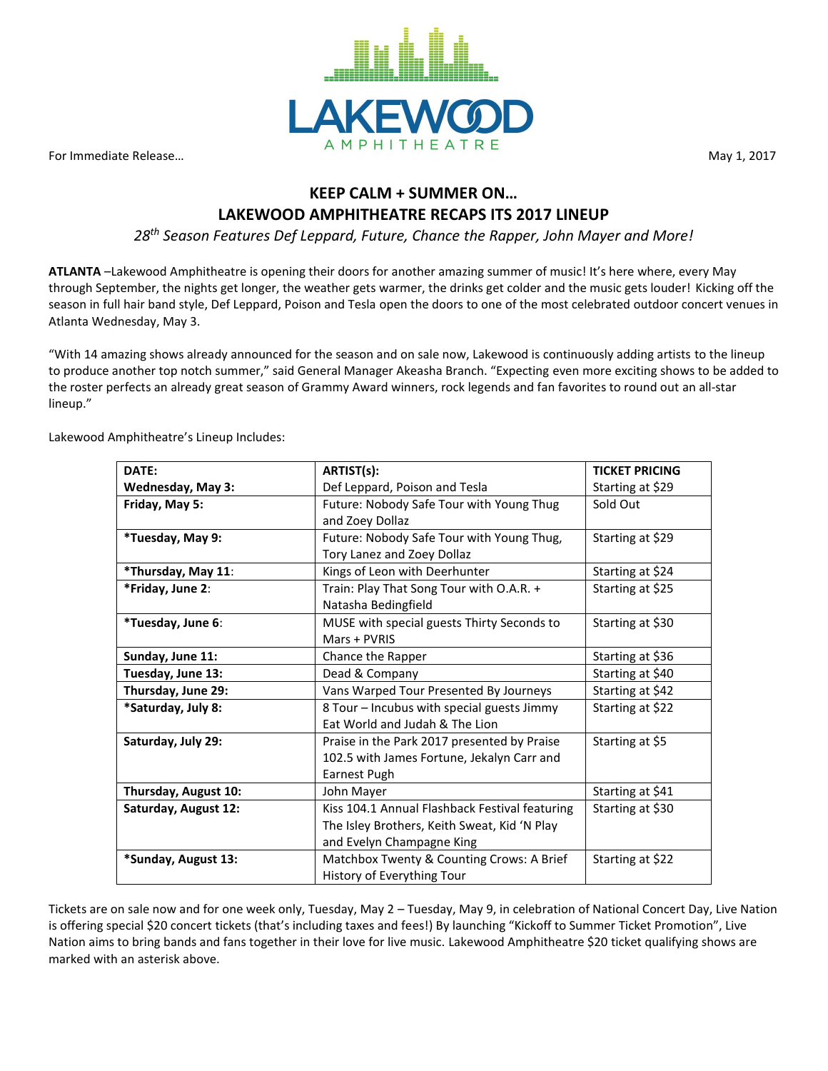LAKEWOOD AMPHITHEATRE

For Immediate Release…

May 1, 2017

## KEEP CALM + SUMMER ON…
## LAKEWOOD AMPHITHEATRE RECAPS ITS 2017 LINEUP

*28th Season Features Def Leppard, Future, Chance the Rapper, John Mayer and More!*

**ATLANTA** –Lakewood Amphitheatre is opening their doors for another amazing summer of music! It's here where, every May through September, the nights get longer, the weather gets warmer, the drinks get colder and the music gets louder! Kicking off the season in full hair band style, Def Leppard, Poison and Tesla open the doors to one of the most celebrated outdoor concert venues in Atlanta Wednesday, May 3.

"With 14 amazing shows already announced for the season and on sale now, Lakewood is continuously adding artists to the lineup to produce another top notch summer," said General Manager Akeasha Branch. "Expecting even more exciting shows to be added to the roster perfects an already great season of Grammy Award winners, rock legends and fan favorites to round out an all-star lineup."

Lakewood Amphitheatre's Lineup Includes:

| DATE: | ARTIST(s): | TICKET PRICING |
|---|---|---|
| **Wednesday, May 3:** | Def Leppard, Poison and Tesla | Starting at $29 |
| **Friday, May 5:** | Future: Nobody Safe Tour with Young Thug and Zoey Dollaz | Sold Out |
| ***Tuesday, May 9:** | Future: Nobody Safe Tour with Young Thug, Tory Lanez and Zoey Dollaz | Starting at $29 |
| ***Thursday, May 11**: | Kings of Leon with Deerhunter | Starting at $24 |
| ***Friday, June 2**: | Train: Play That Song Tour with O.A.R. + Natasha Bedingfield | Starting at $25 |
| ***Tuesday, June 6**: | MUSE with special guests Thirty Seconds to Mars + PVRIS | Starting at $30 |
| **Sunday, June 11:** | Chance the Rapper | Starting at $36 |
| **Tuesday, June 13:** | Dead & Company | Starting at $40 |
| **Thursday, June 29:** | Vans Warped Tour Presented By Journeys | Starting at $42 |
| ***Saturday, July 8:** | 8 Tour – Incubus with special guests Jimmy Eat World and Judah & The Lion | Starting at $22 |
| **Saturday, July 29:** | Praise in the Park 2017 presented by Praise 102.5 with James Fortune, Jekalyn Carr and Earnest Pugh | Starting at $5 |
| **Thursday, August 10:** | John Mayer | Starting at $41 |
| **Saturday, August 12:** | Kiss 104.1 Annual Flashback Festival featuring The Isley Brothers, Keith Sweat, Kid 'N Play and Evelyn Champagne King | Starting at $30 |
| ***Sunday, August 13:** | Matchbox Twenty & Counting Crows: A Brief History of Everything Tour | Starting at $22 |

Tickets are on sale now and for one week only, Tuesday, May 2 – Tuesday, May 9, in celebration of National Concert Day, Live Nation is offering special $20 concert tickets (that's including taxes and fees!) By launching "Kickoff to Summer Ticket Promotion", Live Nation aims to bring bands and fans together in their love for live music. Lakewood Amphitheatre $20 ticket qualifying shows are marked with an asterisk above.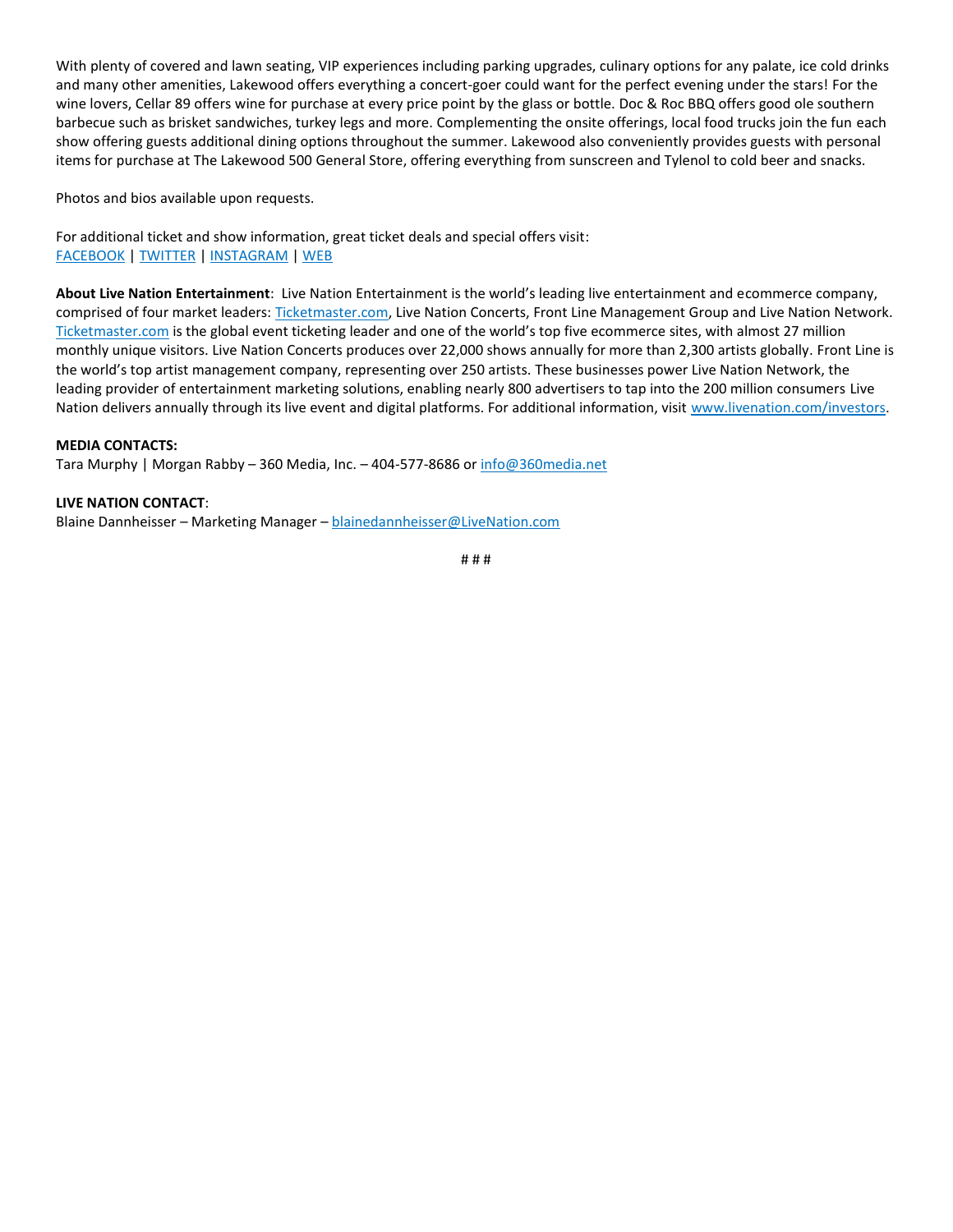With plenty of covered and lawn seating, VIP experiences including parking upgrades, culinary options for any palate, ice cold drinks and many other amenities, Lakewood offers everything a concert-goer could want for the perfect evening under the stars! For the wine lovers, Cellar 89 offers wine for purchase at every price point by the glass or bottle. Doc & Roc BBQ offers good ole southern barbecue such as brisket sandwiches, turkey legs and more. Complementing the onsite offerings, local food trucks join the fun each show offering guests additional dining options throughout the summer. Lakewood also conveniently provides guests with personal items for purchase at The Lakewood 500 General Store, offering everything from sunscreen and Tylenol to cold beer and snacks.

Photos and bios available upon requests.

For additional ticket and show information, great ticket deals and special offers visit:
FACEBOOK | TWITTER | INSTAGRAM | WEB

**About Live Nation Entertainment**: Live Nation Entertainment is the world's leading live entertainment and ecommerce company, comprised of four market leaders: Ticketmaster.com, Live Nation Concerts, Front Line Management Group and Live Nation Network. Ticketmaster.com is the global event ticketing leader and one of the world's top five ecommerce sites, with almost 27 million monthly unique visitors. Live Nation Concerts produces over 22,000 shows annually for more than 2,300 artists globally. Front Line is the world's top artist management company, representing over 250 artists. These businesses power Live Nation Network, the leading provider of entertainment marketing solutions, enabling nearly 800 advertisers to tap into the 200 million consumers Live Nation delivers annually through its live event and digital platforms. For additional information, visit www.livenation.com/investors.

**MEDIA CONTACTS:**
Tara Murphy | Morgan Rabby – 360 Media, Inc. – 404-577-8686 or info@360media.net

**LIVE NATION CONTACT**:
Blaine Dannheisser – Marketing Manager – blainedannheisser@LiveNation.com

# # #